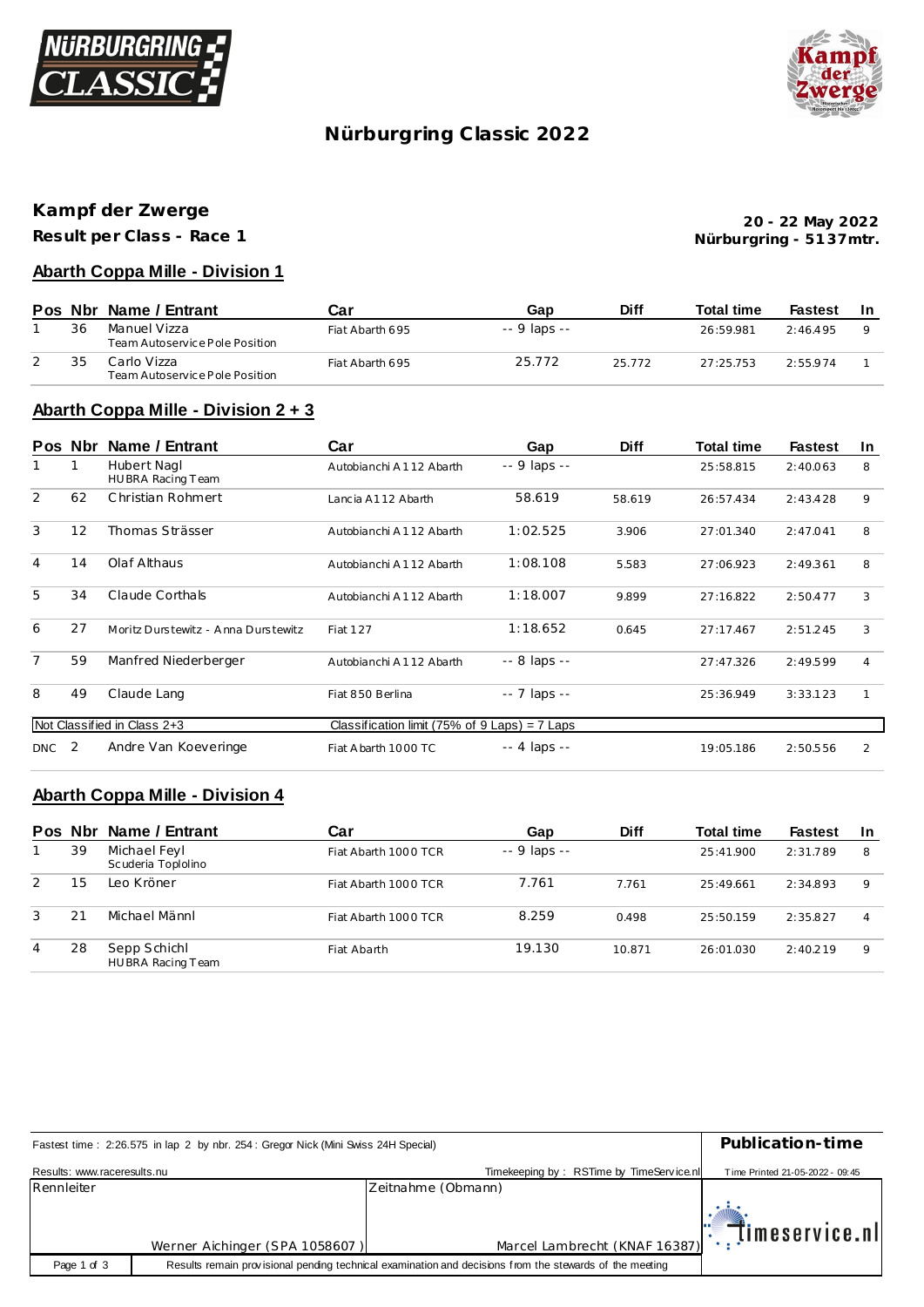# Nürburgring Classic 2022

## Kampf der Zwerge

**Result per Class - Race 1**

**20 - 22 May 2022**
**Nürburgring - 5137mtr.**

### Abarth Coppa Mille - Division 1

| Pos | Nbr | Name / Entrant | Car | Gap | Diff | Total time | Fastest | In |
|---|---|---|---|---|---|---|---|---|
| 1 | 36 | Manuel Vizza<br>Team Autoservice Pole Position | Fiat Abarth 695 | -- 9 laps -- | | 26:59.981 | 2:46.495 | 9 |
| 2 | 35 | Carlo Vizza<br>Team Autoservice Pole Position | Fiat Abarth 695 | 25.772 | 25.772 | 27:25.753 | 2:55.974 | 1 |

### Abarth Coppa Mille - Division 2 + 3

| Pos | Nbr | Name / Entrant | Car | Gap | Diff | Total time | Fastest | In |
|---|---|---|---|---|---|---|---|---|
| 1 | 1 | Hubert Nagl<br>HUBRA Racing Team | Autobianchi A112 Abarth | -- 9 laps -- | | 25:58.815 | 2:40.063 | 8 |
| 2 | 62 | Christian Rohmert | Lancia A112 Abarth | 58.619 | 58.619 | 26:57.434 | 2:43.428 | 9 |
| 3 | 12 | Thomas Strässer | Autobianchi A112 Abarth | 1:02.525 | 3.906 | 27:01.340 | 2:47.041 | 8 |
| 4 | 14 | Olaf Althaus | Autobianchi A112 Abarth | 1:08.108 | 5.583 | 27:06.923 | 2:49.361 | 8 |
| 5 | 34 | Claude Corthals | Autobianchi A112 Abarth | 1:18.007 | 9.899 | 27:16.822 | 2:50.477 | 3 |
| 6 | 27 | Moritz Durstewitz - Anna Durstewitz | Fiat 127 | 1:18.652 | 0.645 | 27:17.467 | 2:51.245 | 3 |
| 7 | 59 | Manfred Niederberger | Autobianchi A112 Abarth | -- 8 laps -- | | 27:47.326 | 2:49.599 | 4 |
| 8 | 49 | Claude Lang | Fiat 850 Berlina | -- 7 laps -- | | 25:36.949 | 3:33.123 | 1 |
| Not Classified in Class 2+3 | | | Classification limit (75% of 9 Laps) = 7 Laps | | | | | |
| DNC | 2 | Andre Van Koeveringe | Fiat Abarth 1000 TC | -- 4 laps -- | | 19:05.186 | 2:50.556 | 2 |

### Abarth Coppa Mille - Division 4

| Pos | Nbr | Name / Entrant | Car | Gap | Diff | Total time | Fastest | In |
|---|---|---|---|---|---|---|---|---|
| 1 | 39 | Michael Feyl<br>Scuderia Toplolino | Fiat Abarth 1000 TCR | -- 9 laps -- | | 25:41.900 | 2:31.789 | 8 |
| 2 | 15 | Leo Kröner | Fiat Abarth 1000 TCR | 7.761 | 7.761 | 25:49.661 | 2:34.893 | 9 |
| 3 | 21 | Michael Männl | Fiat Abarth 1000 TCR | 8.259 | 0.498 | 25:50.159 | 2:35.827 | 4 |
| 4 | 28 | Sepp Schichl<br>HUBRA Racing Team | Fiat Abarth | 19.130 | 10.871 | 26:01.030 | 2:40.219 | 9 |

Fastest time : 2:26.575 in lap 2 by nbr. 254 : Gregor Nick (Mini Swiss 24H Special)

**Publication-time**

Results: www.raceresults.nu

Timekeeping by : RSTime by TimeService.nl

Time Printed 21-05-2022 - 09:45

| Rennleiter | Zeitnahme (Obmann) |
|---|---|
| Werner Aichinger (SPA 1058607 ) | Marcel Lambrecht (KNAF 16387) |

timeservice.nl

Results remain provisional pending technical examination and decisions from the stewards of the meeting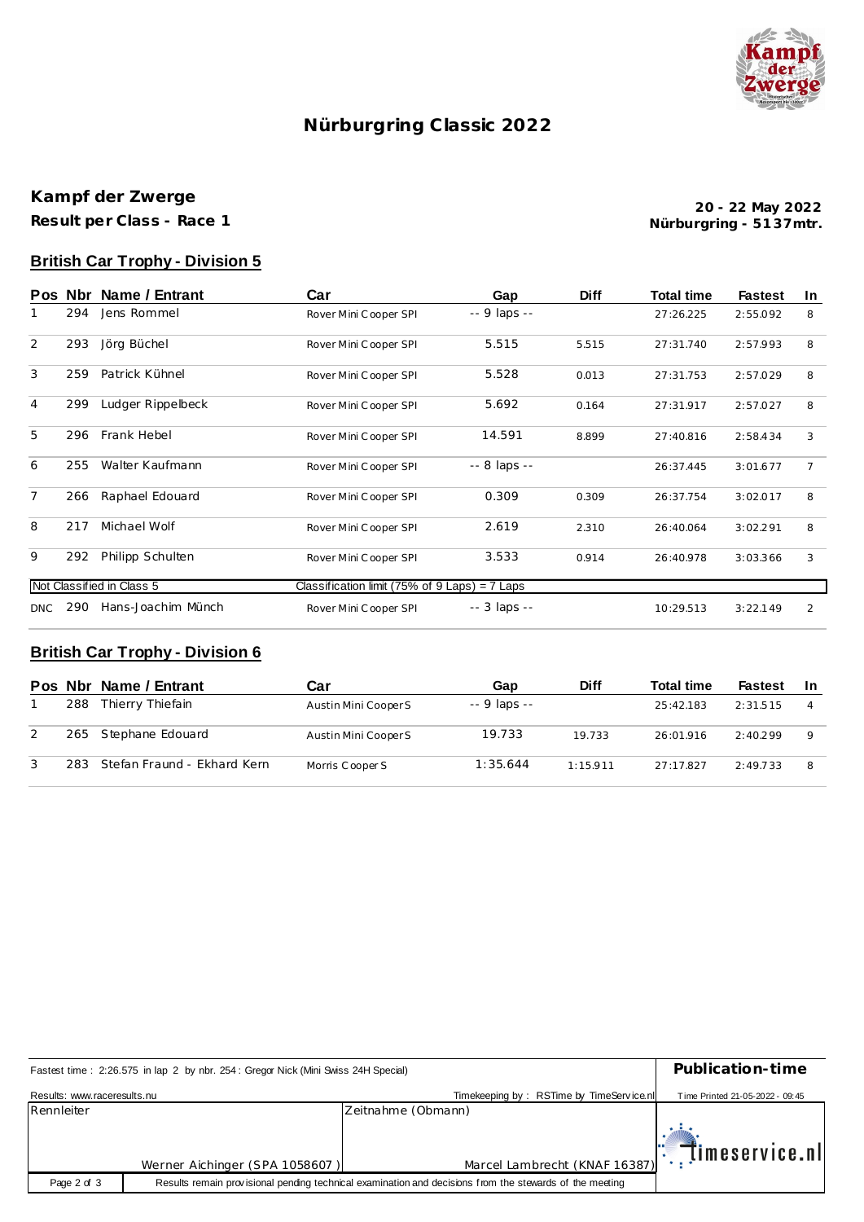# Nürburgring Classic 2022

## Kampf der Zwerge

**Result per Class - Race 1**

**20 - 22 May 2022**
**Nürburgring - 5137mtr.**

### British Car Trophy - Division 5

| Pos | Nbr | Name / Entrant | Car | Gap | Diff | Total time | Fastest | In |
|---|---|---|---|---|---|---|---|---|
| 1 | 294 | Jens Rommel | Rover Mini Cooper SPI | -- 9 laps -- | | 27:26.225 | 2:55.092 | 8 |
| 2 | 293 | Jörg Büchel | Rover Mini Cooper SPI | 5.515 | 5.515 | 27:31.740 | 2:57.993 | 8 |
| 3 | 259 | Patrick Kühnel | Rover Mini Cooper SPI | 5.528 | 0.013 | 27:31.753 | 2:57.029 | 8 |
| 4 | 299 | Ludger Rippelbeck | Rover Mini Cooper SPI | 5.692 | 0.164 | 27:31.917 | 2:57.027 | 8 |
| 5 | 296 | Frank Hebel | Rover Mini Cooper SPI | 14.591 | 8.899 | 27:40.816 | 2:58.434 | 3 |
| 6 | 255 | Walter Kaufmann | Rover Mini Cooper SPI | -- 8 laps -- | | 26:37.445 | 3:01.677 | 7 |
| 7 | 266 | Raphael Edouard | Rover Mini Cooper SPI | 0.309 | 0.309 | 26:37.754 | 3:02.017 | 8 |
| 8 | 217 | Michael Wolf | Rover Mini Cooper SPI | 2.619 | 2.310 | 26:40.064 | 3:02.291 | 8 |
| 9 | 292 | Philipp Schulten | Rover Mini Cooper SPI | 3.533 | 0.914 | 26:40.978 | 3:03.366 | 3 |
| Not Classified in Class 5 | | | Classification limit (75% of 9 Laps) = 7 Laps | | | | | |
| DNC | 290 | Hans-Joachim Münch | Rover Mini Cooper SPI | -- 3 laps -- | | 10:29.513 | 3:22.149 | 2 |

### British Car Trophy - Division 6

| Pos | Nbr | Name / Entrant | Car | Gap | Diff | Total time | Fastest | In |
|---|---|---|---|---|---|---|---|---|
| 1 | 288 | Thierry Thiefain | Austin Mini Cooper S | -- 9 laps -- | | 25:42.183 | 2:31.515 | 4 |
| 2 | 265 | Stephane Edouard | Austin Mini Cooper S | 19.733 | 19.733 | 26:01.916 | 2:40.299 | 9 |
| 3 | 283 | Stefan Fraund - Ekhard Kern | Morris Cooper S | 1:35.644 | 1:15.911 | 27:17.827 | 2:49.733 | 8 |

Fastest time : 2:26.575 in lap 2 by nbr. 254 : Gregor Nick (Mini Swiss 24H Special)

**Publication-time**

Results: www.raceresults.nu | Timekeeping by : RSTime by TimeService.nl | Time Printed 21-05-2022 - 09:45

| Rennleiter | Zeitnahme (Obmann) |
|---|---|
| Werner Aichinger (SPA 1058607 ) | Marcel Lambrecht (KNAF 16387) |

Results remain provisional pending technical examination and decisions from the stewards of the meeting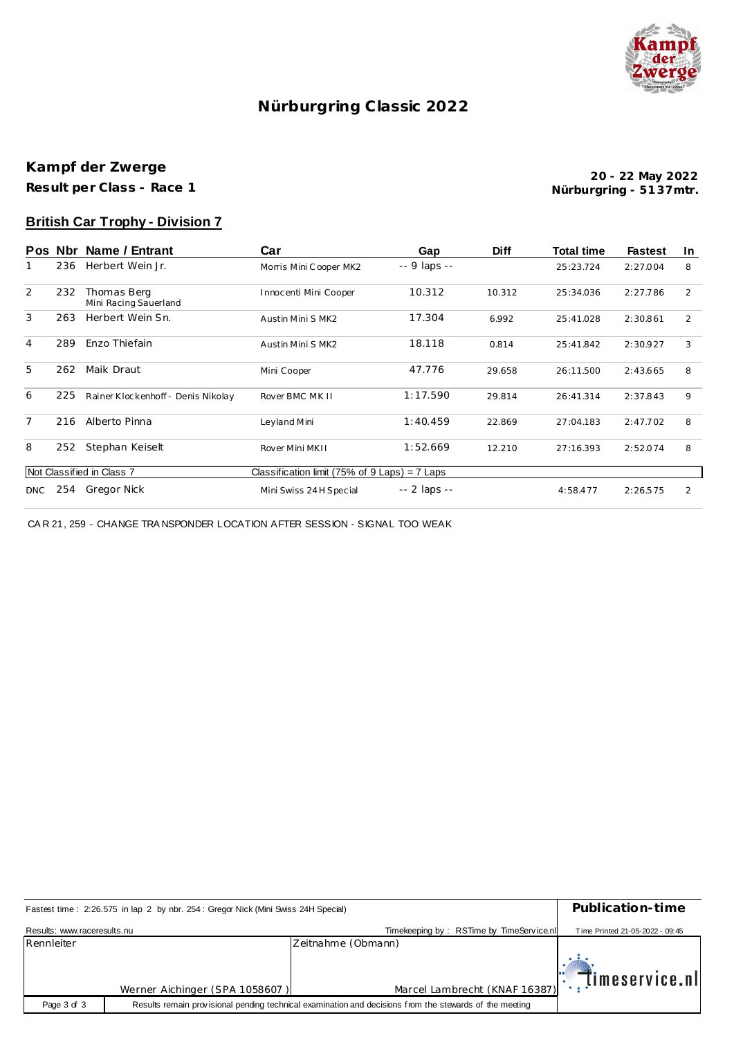# Nürburgring Classic 2022

## Kampf der Zwerge

**Result per Class - Race 1**

**20 - 22 May 2022**
**Nürburgring - 5137mtr.**

### British Car Trophy - Division 7

| Pos | Nbr | Name / Entrant | Car | Gap | Diff | Total time | Fastest | In |
|---|---|---|---|---|---|---|---|---|
| 1 | 236 | Herbert Wein Jr. | Morris Mini Cooper MK2 | -- 9 laps -- | | 25:23.724 | 2:27.004 | 8 |
| 2 | 232 | Thomas Berg<br>Mini Racing Sauerland | Innocenti Mini Cooper | 10.312 | 10.312 | 25:34.036 | 2:27.786 | 2 |
| 3 | 263 | Herbert Wein Sn. | Austin Mini S MK2 | 17.304 | 6.992 | 25:41.028 | 2:30.861 | 2 |
| 4 | 289 | Enzo Thiefain | Austin Mini S MK2 | 18.118 | 0.814 | 25:41.842 | 2:30.927 | 3 |
| 5 | 262 | Maik Draut | Mini Cooper | 47.776 | 29.658 | 26:11.500 | 2:43.665 | 8 |
| 6 | 225 | Rainer Klockenhoff - Denis Nikolay | Rover BMC MK II | 1:17.590 | 29.814 | 26:41.314 | 2:37.843 | 9 |
| 7 | 216 | Alberto Pinna | Leyland Mini | 1:40.459 | 22.869 | 27:04.183 | 2:47.702 | 8 |
| 8 | 252 | Stephan Keiselt | Rover Mini MKII | 1:52.669 | 12.210 | 27:16.393 | 2:52.074 | 8 |
| Not Classified in Class 7 | | | Classification limit (75% of 9 Laps) = 7 Laps | | | | | |
| DNC | 254 | Gregor Nick | Mini Swiss 24H Special | -- 2 laps -- | | 4:58.477 | 2:26.575 | 2 |

CAR 21, 259 - CHANGE TRANSPONDER LOCATION AFTER SESSION - SIGNAL TOO WEAK

Fastest time : 2:26.575 in lap 2 by nbr. 254 : Gregor Nick (Mini Swiss 24H Special)

**Publication-time**

Results: www.raceresults.nu

Timekeeping by : RSTime by TimeService.nl

Time Printed 21-05-2022 - 09:45

| Rennleiter | Zeitnahme (Obmann) |
|---|---|
| Werner Aichinger (SPA 1058607 ) | Marcel Lambrecht (KNAF 16387) |

timeservice.nl

Results remain provisional pending technical examination and decisions from the stewards of the meeting